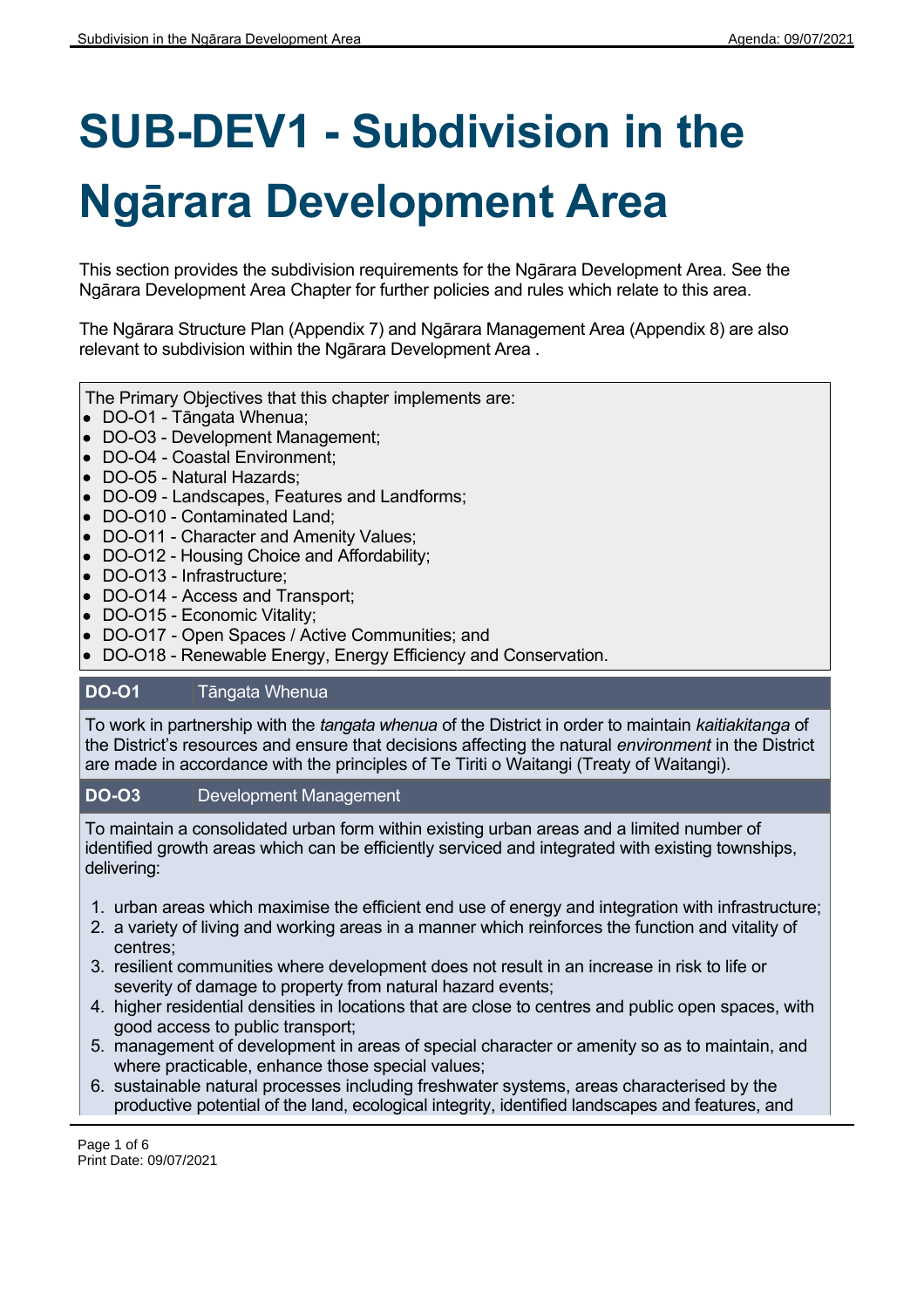# SUB-DEV1 - Subdivision in the Ngārara Development Area

This section provides the subdivision requirements for the Ngārara Development Area. See the Ngārara Development Area Chapter for further policies and rules which relate to this area.

The Ngārara Structure Plan (Appendix 7) and Ngārara Management Area (Appendix 8) are also relevant to subdivision within the Ngārara Development Area .

The Primary Objectives that this chapter implements are:

- DO-O1 - Tāngata Whenua;
- DO-O3 - Development Management;
- DO-O4 - Coastal Environment;
- DO-O5 - Natural Hazards;
- DO-O9 - Landscapes, Features and Landforms;
- DO-O10 - Contaminated Land;
- DO-O11 - Character and Amenity Values;
- DO-O12 - Housing Choice and Affordability;
- DO-O13 - Infrastructure;
- DO-O14 - Access and Transport;
- DO-O15 - Economic Vitality;
- DO-O17 - Open Spaces / Active Communities; and
- DO-O18 - Renewable Energy, Energy Efficiency and Conservation.

**DO-O1** Tāngata Whenua

To work in partnership with the *tangata whenua* of the District in order to maintain *kaitiakitanga* of the District's resources and ensure that decisions affecting the natural *environment* in the District are made in accordance with the principles of Te Tiriti o Waitangi (Treaty of Waitangi).

**DO-O3** Development Management

To maintain a consolidated urban form within existing urban areas and a limited number of identified growth areas which can be efficiently serviced and integrated with existing townships, delivering:

1. urban areas which maximise the efficient end use of energy and integration with infrastructure;
2. a variety of living and working areas in a manner which reinforces the function and vitality of centres;
3. resilient communities where development does not result in an increase in risk to life or severity of damage to property from natural hazard events;
4. higher residential densities in locations that are close to centres and public open spaces, with good access to public transport;
5. management of development in areas of special character or amenity so as to maintain, and where practicable, enhance those special values;
6. sustainable natural processes including freshwater systems, areas characterised by the productive potential of the land, ecological integrity, identified landscapes and features, and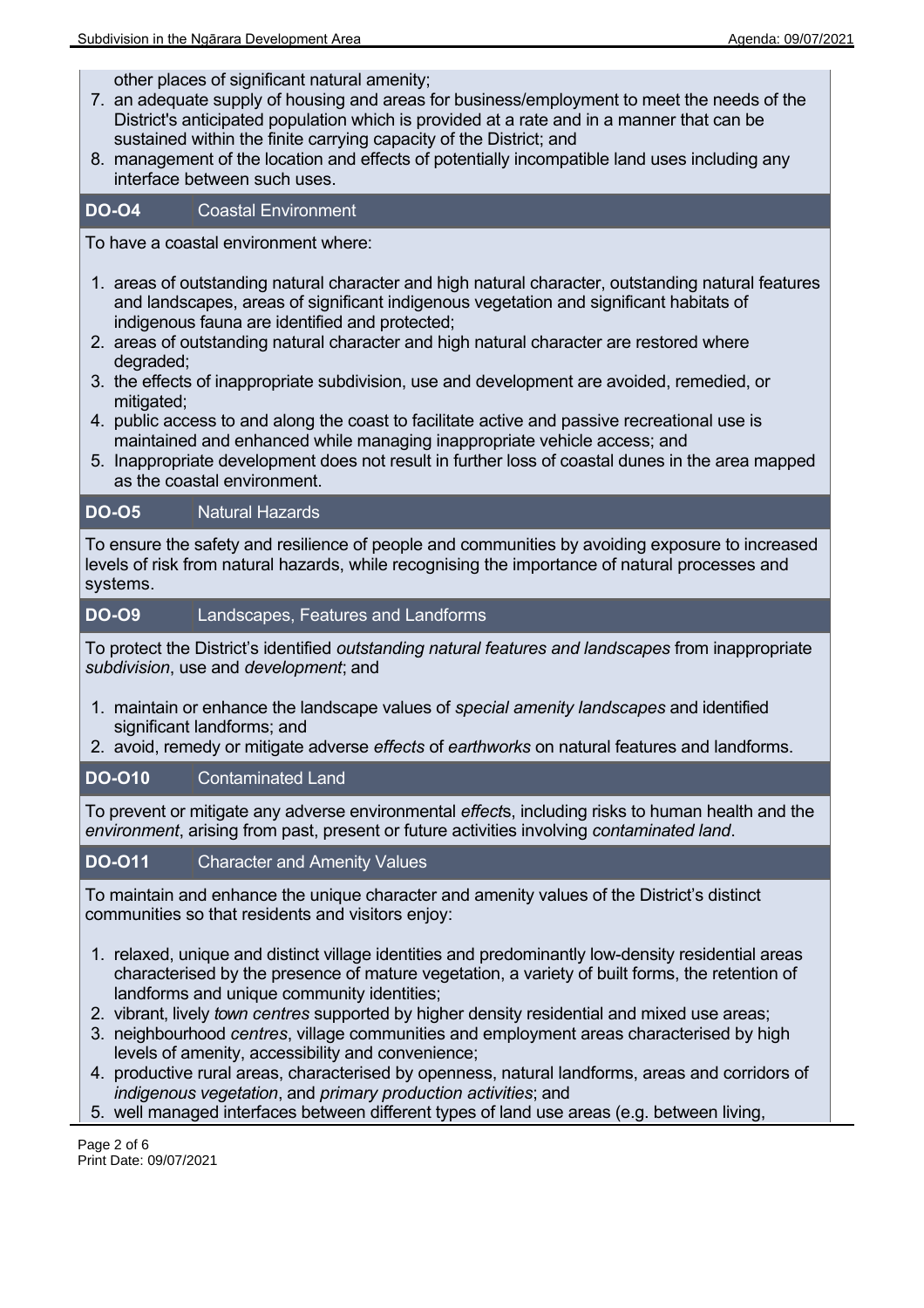other places of significant natural amenity;

7. an adequate supply of housing and areas for business/employment to meet the needs of the District's anticipated population which is provided at a rate and in a manner that can be sustained within the finite carrying capacity of the District; and
8. management of the location and effects of potentially incompatible land uses including any interface between such uses.

**DO-O4** Coastal Environment

To have a coastal environment where:

1. areas of outstanding natural character and high natural character, outstanding natural features and landscapes, areas of significant indigenous vegetation and significant habitats of indigenous fauna are identified and protected;
2. areas of outstanding natural character and high natural character are restored where degraded;
3. the effects of inappropriate subdivision, use and development are avoided, remedied, or mitigated;
4. public access to and along the coast to facilitate active and passive recreational use is maintained and enhanced while managing inappropriate vehicle access; and
5. Inappropriate development does not result in further loss of coastal dunes in the area mapped as the coastal environment.

**DO-O5** Natural Hazards

To ensure the safety and resilience of people and communities by avoiding exposure to increased levels of risk from natural hazards, while recognising the importance of natural processes and systems.

**DO-O9** Landscapes, Features and Landforms

To protect the District's identified *outstanding natural features and landscapes* from inappropriate *subdivision*, use and *development*; and

1. maintain or enhance the landscape values of *special amenity landscapes* and identified significant landforms; and
2. avoid, remedy or mitigate adverse *effects* of *earthworks* on natural features and landforms.

**DO-O10** Contaminated Land

To prevent or mitigate any adverse environmental *effect*s, including risks to human health and the *environment*, arising from past, present or future activities involving *contaminated land*.

**DO-O11** Character and Amenity Values

To maintain and enhance the unique character and amenity values of the District's distinct communities so that residents and visitors enjoy:

1. relaxed, unique and distinct village identities and predominantly low-density residential areas characterised by the presence of mature vegetation, a variety of built forms, the retention of landforms and unique community identities;
2. vibrant, lively *town centres* supported by higher density residential and mixed use areas;
3. neighbourhood *centres*, village communities and employment areas characterised by high levels of amenity, accessibility and convenience;
4. productive rural areas, characterised by openness, natural landforms, areas and corridors of *indigenous vegetation*, and *primary production activities*; and
5. well managed interfaces between different types of land use areas (e.g. between living,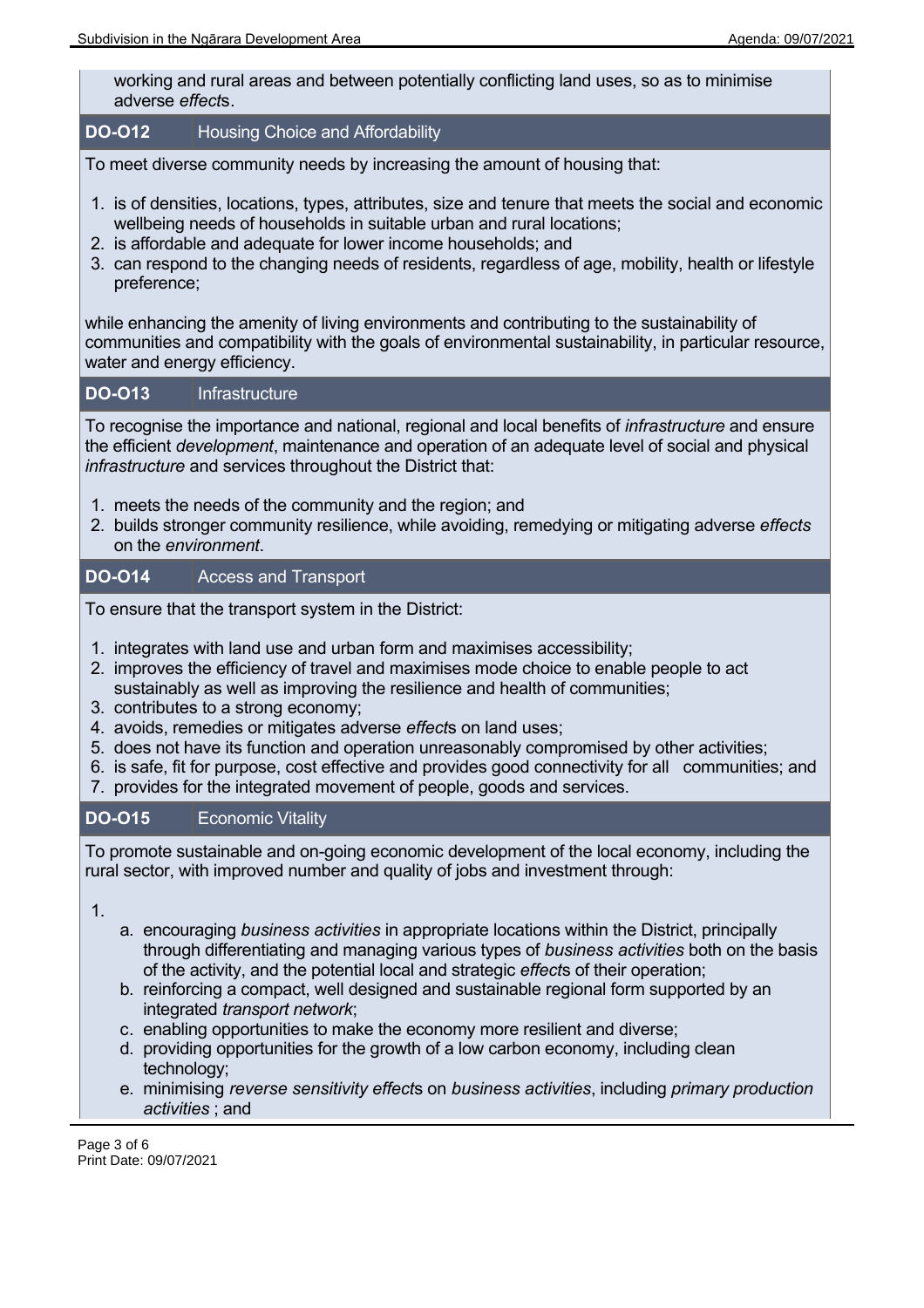working and rural areas and between potentially conflicting land uses, so as to minimise adverse *effect*s.

**DO-O12** Housing Choice and Affordability

To meet diverse community needs by increasing the amount of housing that:

1. is of densities, locations, types, attributes, size and tenure that meets the social and economic wellbeing needs of households in suitable urban and rural locations;
2. is affordable and adequate for lower income households; and
3. can respond to the changing needs of residents, regardless of age, mobility, health or lifestyle preference;

while enhancing the amenity of living environments and contributing to the sustainability of communities and compatibility with the goals of environmental sustainability, in particular resource, water and energy efficiency.

**DO-O13** Infrastructure

To recognise the importance and national, regional and local benefits of *infrastructure* and ensure the efficient *development*, maintenance and operation of an adequate level of social and physical *infrastructure* and services throughout the District that:

1. meets the needs of the community and the region; and
2. builds stronger community resilience, while avoiding, remedying or mitigating adverse *effects* on the *environment*.

**DO-O14** Access and Transport

To ensure that the transport system in the District:

1. integrates with land use and urban form and maximises accessibility;
2. improves the efficiency of travel and maximises mode choice to enable people to act sustainably as well as improving the resilience and health of communities;
3. contributes to a strong economy;
4. avoids, remedies or mitigates adverse *effect*s on land uses;
5. does not have its function and operation unreasonably compromised by other activities;
6. is safe, fit for purpose, cost effective and provides good connectivity for all communities; and
7. provides for the integrated movement of people, goods and services.

**DO-O15** Economic Vitality

To promote sustainable and on-going economic development of the local economy, including the rural sector, with improved number and quality of jobs and investment through:

1.
   a. encouraging *business activities* in appropriate locations within the District, principally through differentiating and managing various types of *business activities* both on the basis of the activity, and the potential local and strategic *effect*s of their operation;
   b. reinforcing a compact, well designed and sustainable regional form supported by an integrated *transport network*;
   c. enabling opportunities to make the economy more resilient and diverse;
   d. providing opportunities for the growth of a low carbon economy, including clean technology;
   e. minimising *reverse sensitivity effect*s on *business activities*, including *primary production activities* ; and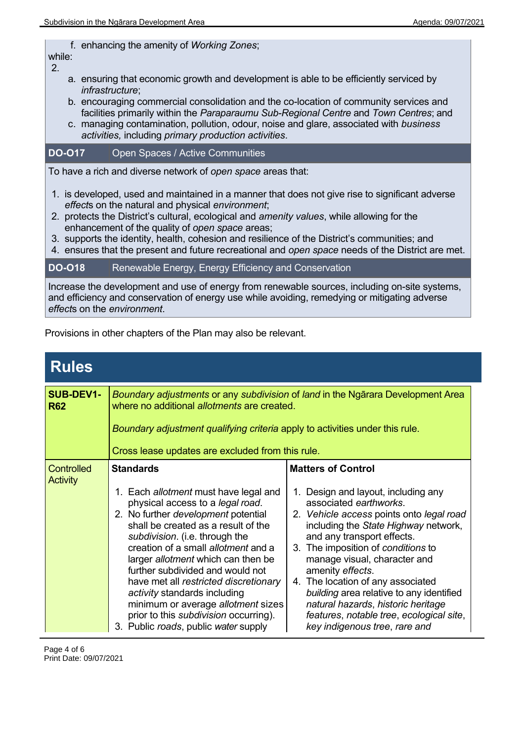f. enhancing the amenity of *Working Zones*;

while:

2.
   a. ensuring that economic growth and development is able to be efficiently serviced by *infrastructure*;
   b. encouraging commercial consolidation and the co-location of community services and facilities primarily within the *Paraparaumu Sub-Regional Centre* and *Town Centres*; and
   c. managing contamination, pollution, odour, noise and glare, associated with *business activities,* including *primary production activities*.

| DO-O17 | Open Spaces / Active Communities |
|---|---|

To have a rich and diverse network of *open space* areas that:

1. is developed, used and maintained in a manner that does not give rise to significant adverse *effect*s on the natural and physical *environment*;
2. protects the District's cultural, ecological and *amenity values*, while allowing for the enhancement of the quality of *open space* areas;
3. supports the identity, health, cohesion and resilience of the District's communities; and
4. ensures that the present and future recreational and *open space* needs of the District are met.

| DO-O18 | Renewable Energy, Energy Efficiency and Conservation |
|---|---|

Increase the development and use of energy from renewable sources, including on-site systems, and efficiency and conservation of energy use while avoiding, remedying or mitigating adverse *effect*s on the *environment*.

Provisions in other chapters of the Plan may also be relevant.

# Rules

| **SUB-DEV1-R62** | *Boundary adjustments* or any *subdivision* of *land* in the Ngārara Development Area where no additional *allotments* are created.<br><br>*Boundary adjustment qualifying criteria* apply to activities under this rule.<br><br>Cross lease updates are excluded from this rule. | |
|---|---|---|
| Controlled Activity | **Standards**<br><br>1. Each *allotment* must have legal and physical access to a *legal road*.<br>2. No further *development* potential shall be created as a result of the *subdivision*. (i.e. through the creation of a small *allotment* and a larger *allotment* which can then be further subdivided and would not have met all *restricted discretionary activity* standards including minimum or average *allotment* sizes prior to this *subdivision* occurring).<br>3. Public *roads*, public *water* supply | **Matters of Control**<br><br>1. Design and layout, including any associated *earthworks*.<br>2. *Vehicle access* points onto *legal road* including the *State Highway* network, and any transport effects.<br>3. The imposition of *conditions* to manage visual, character and amenity *effects*.<br>4. The location of any associated *building* area relative to any identified *natural hazards*, *historic heritage features*, *notable tree*, *ecological site*, *key indigenous tree*, *rare and* |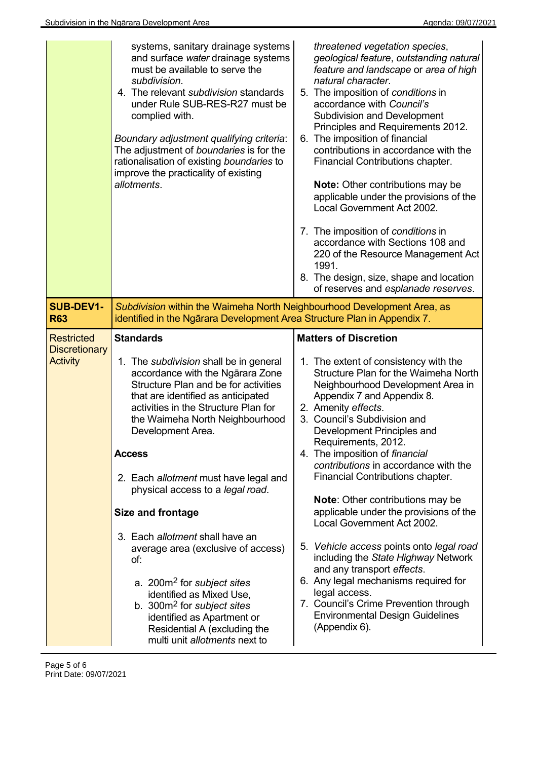| | | |
|---|---|---|
| | systems, sanitary drainage systems and surface *water* drainage systems must be available to serve the *subdivision*.<br>4. The relevant *subdivision* standards under Rule SUB-RES-R27 must be complied with.<br><br>*Boundary adjustment qualifying criteria*: The adjustment of *boundaries* is for the rationalisation of existing *boundaries* to improve the practicality of existing *allotments*. | *threatened vegetation species*, *geological feature*, *outstanding natural feature and landscape* or *area of high natural character*.<br>5. The imposition of *conditions* in accordance with *Council's* Subdivision and Development Principles and Requirements 2012.<br>6. The imposition of financial contributions in accordance with the Financial Contributions chapter.<br><br>**Note:** Other contributions may be applicable under the provisions of the Local Government Act 2002.<br><br>7. The imposition of *conditions* in accordance with Sections 108 and 220 of the Resource Management Act 1991.<br>8. The design, size, shape and location of reserves and *esplanade reserves*. |
| **SUB-DEV1-R63** | *Subdivision* within the Waimeha North Neighbourhood Development Area, as identified in the Ngārara Development Area Structure Plan in Appendix 7. | |
| Restricted Discretionary Activity | **Standards**<br><br>1. The *subdivision* shall be in general accordance with the Ngārara Zone Structure Plan and be for activities that are identified as anticipated activities in the Structure Plan for the Waimeha North Neighbourhood Development Area.<br><br>**Access**<br><br>2. Each *allotment* must have legal and physical access to a *legal road*.<br><br>**Size and frontage**<br><br>3. Each *allotment* shall have an average area (exclusive of access) of:<br><br>a. 200m$^2$ for *subject sites* identified as Mixed Use,<br>b. 300m$^2$ for *subject sites* identified as Apartment or Residential A (excluding the multi unit *allotments* next to | **Matters of Discretion**<br><br>1. The extent of consistency with the Structure Plan for the Waimeha North Neighbourhood Development Area in Appendix 7 and Appendix 8.<br>2. Amenity *effects*.<br>3. Council's Subdivision and Development Principles and Requirements, 2012.<br>4. The imposition of *financial contributions* in accordance with the Financial Contributions chapter.<br><br>**Note**: Other contributions may be applicable under the provisions of the Local Government Act 2002.<br><br>5. *Vehicle access* points onto *legal road* including the *State Highway* Network and any transport *effects*.<br>6. Any legal mechanisms required for legal access.<br>7. Council's Crime Prevention through Environmental Design Guidelines (Appendix 6). |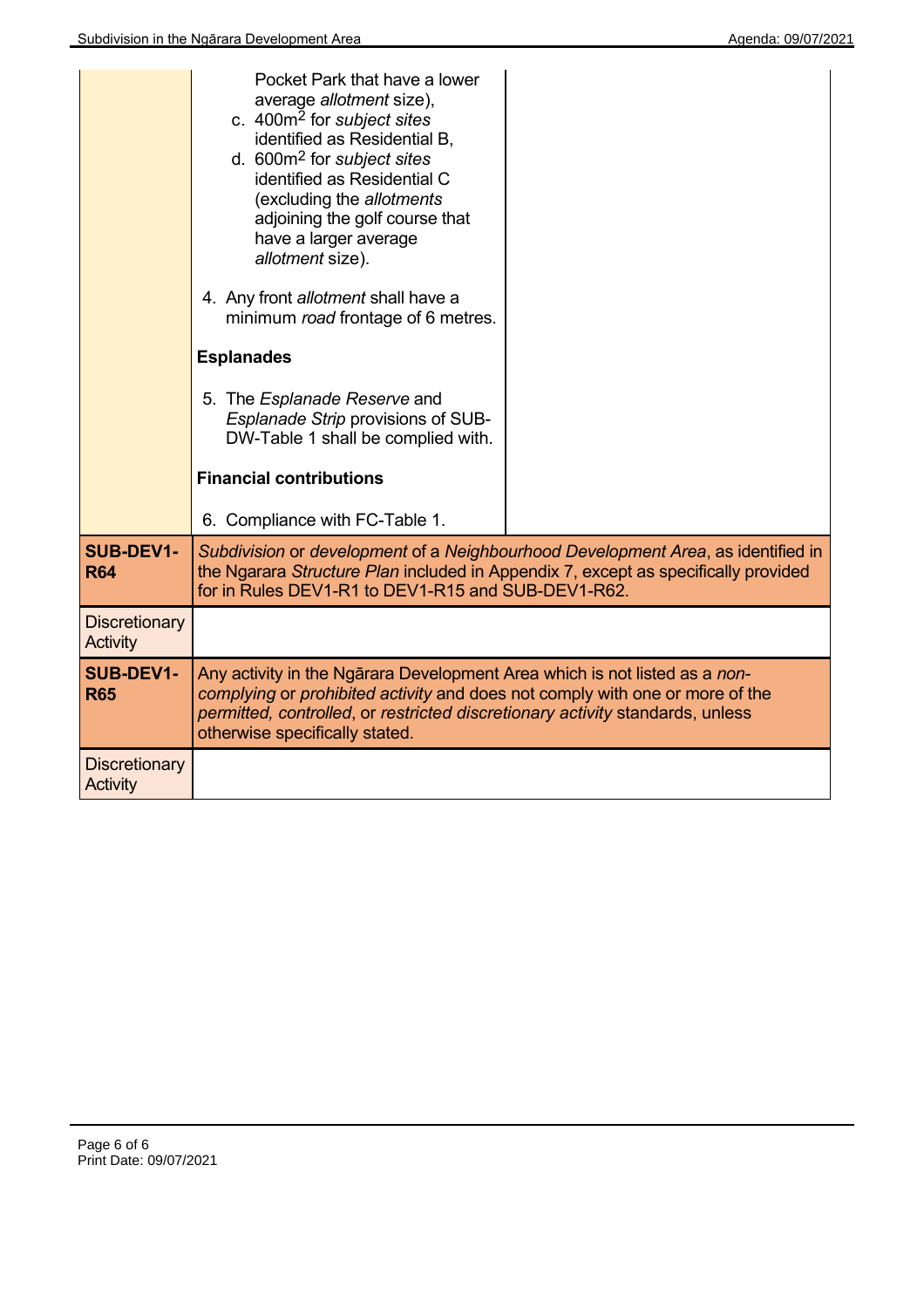| | | |
|---|---|---|
| | Pocket Park that have a lower average *allotment* size),<br>c. 400m[2] for *subject sites* identified as Residential B,<br>d. 600m[2] for *subject sites* identified as Residential C (excluding the *allotments* adjoining the golf course that have a larger average *allotment* size).<br><br>4. Any front *allotment* shall have a minimum *road* frontage of 6 metres.<br><br>**Esplanades**<br><br>5. The *Esplanade Reserve* and *Esplanade Strip* provisions of SUB-DW-Table 1 shall be complied with.<br><br>**Financial contributions**<br><br>6. Compliance with FC-Table 1. | |
| **SUB-DEV1-R64** | *Subdivision* or *development* of a *Neighbourhood Development Area*, as identified in the Ngarara *Structure Plan* included in Appendix 7, except as specifically provided for in Rules DEV1-R1 to DEV1-R15 and SUB-DEV1-R62. | |
| Discretionary Activity | | |
| **SUB-DEV1-R65** | Any activity in the Ngārara Development Area which is not listed as a *non-complying* or *prohibited activity* and does not comply with one or more of the *permitted, controlled*, or *restricted discretionary activity* standards, unless otherwise specifically stated. | |
| Discretionary Activity | | |